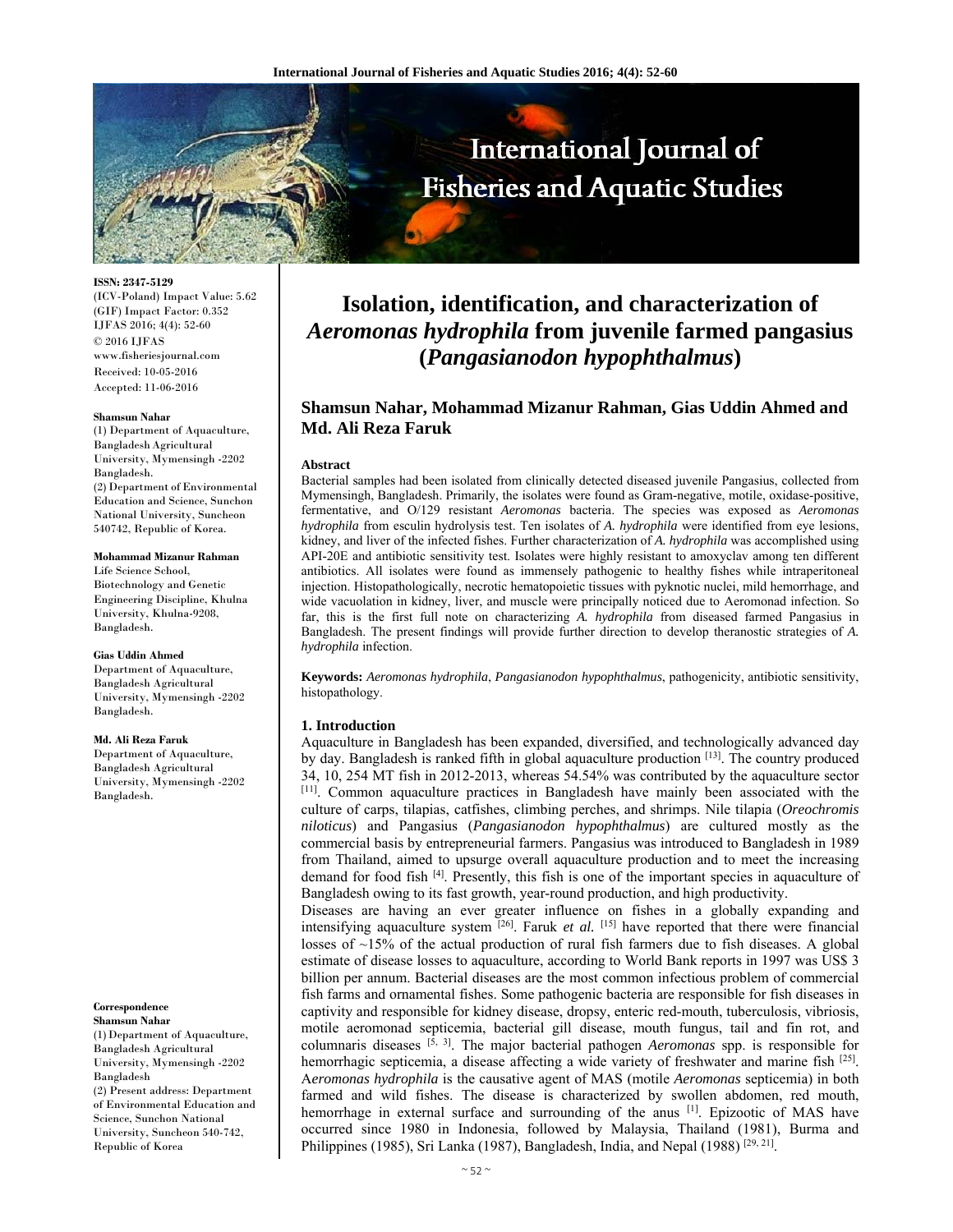# Isolation, identification, and characterization of *Aeromonas hydrophila* from juvenile farmed pangasius (*Pangasianodon hypophthalmus*)

**Shamsun Nahar, Mohammad Mizanur Rahman, Gias Uddin Ahmed and Md. Ali Reza Faruk**

ISSN: 2347-5129
(ICV-Poland) Impact Value: 5.62
(GIF) Impact Factor: 0.352
IJFAS 2016; 4(4): 52-60
© 2016 IJFAS
www.fisheriesjournal.com
Received: 10-05-2016
Accepted: 11-06-2016

**Shamsun Nahar**
(1) Department of Aquaculture, Bangladesh Agricultural University, Mymensingh -2202 Bangladesh.
(2) Department of Environmental Education and Science, Sunchon National University, Suncheon 540742, Republic of Korea.

**Mohammad Mizanur Rahman**
Life Science School, Biotechnology and Genetic Engineering Discipline, Khulna University, Khulna-9208, Bangladesh.

**Gias Uddin Ahmed**
Department of Aquaculture, Bangladesh Agricultural University, Mymensingh -2202 Bangladesh.

**Md. Ali Reza Faruk**
Department of Aquaculture, Bangladesh Agricultural University, Mymensingh -2202 Bangladesh.

**Correspondence**
**Shamsun Nahar**
(1) Department of Aquaculture, Bangladesh Agricultural University, Mymensingh -2202 Bangladesh
(2) Present address: Department of Environmental Education and Science, Sunchon National University, Suncheon 540-742, Republic of Korea

### Abstract

Bacterial samples had been isolated from clinically detected diseased juvenile Pangasius, collected from Mymensingh, Bangladesh. Primarily, the isolates were found as Gram-negative, motile, oxidase-positive, fermentative, and O/129 resistant *Aeromonas* bacteria. The species was exposed as *Aeromonas hydrophila* from esculin hydrolysis test. Ten isolates of *A. hydrophila* were identified from eye lesions, kidney, and liver of the infected fishes. Further characterization of *A. hydrophila* was accomplished using API-20E and antibiotic sensitivity test. Isolates were highly resistant to amoxyclav among ten different antibiotics. All isolates were found as immensely pathogenic to healthy fishes while intraperitoneal injection. Histopathologically, necrotic hematopoietic tissues with pyknotic nuclei, mild hemorrhage, and wide vacuolation in kidney, liver, and muscle were principally noticed due to Aeromonad infection. So far, this is the first full note on characterizing *A. hydrophila* from diseased farmed Pangasius in Bangladesh. The present findings will provide further direction to develop theranostic strategies of *A. hydrophila* infection.

**Keywords:** *Aeromonas hydrophila*, *Pangasianodon hypophthalmus*, pathogenicity, antibiotic sensitivity, histopathology.

## 1. Introduction

Aquaculture in Bangladesh has been expanded, diversified, and technologically advanced day by day. Bangladesh is ranked fifth in global aquaculture production [13]. The country produced 34, 10, 254 MT fish in 2012-2013, whereas 54.54% was contributed by the aquaculture sector [11]. Common aquaculture practices in Bangladesh have mainly been associated with the culture of carps, tilapias, catfishes, climbing perches, and shrimps. Nile tilapia (*Oreochromis niloticus*) and Pangasius (*Pangasianodon hypophthalmus*) are cultured mostly as the commercial basis by entrepreneurial farmers. Pangasius was introduced to Bangladesh in 1989 from Thailand, aimed to upsurge overall aquaculture production and to meet the increasing demand for food fish [4]. Presently, this fish is one of the important species in aquaculture of Bangladesh owing to its fast growth, year-round production, and high productivity.

Diseases are having an ever greater influence on fishes in a globally expanding and intensifying aquaculture system [26]. Faruk *et al.* [15] have reported that there were financial losses of ~15% of the actual production of rural fish farmers due to fish diseases. A global estimate of disease losses to aquaculture, according to World Bank reports in 1997 was US$ 3 billion per annum. Bacterial diseases are the most common infectious problem of commercial fish farms and ornamental fishes. Some pathogenic bacteria are responsible for fish diseases in captivity and responsible for kidney disease, dropsy, enteric red-mouth, tuberculosis, vibriosis, motile aeromonad septicemia, bacterial gill disease, mouth fungus, tail and fin rot, and columnaris diseases [5, 3]. The major bacterial pathogen *Aeromonas* spp. is responsible for hemorrhagic septicemia, a disease affecting a wide variety of freshwater and marine fish [25]. A*eromonas hydrophila* is the causative agent of MAS (motile *Aeromonas* septicemia) in both farmed and wild fishes. The disease is characterized by swollen abdomen, red mouth, hemorrhage in external surface and surrounding of the anus [1]. Epizootic of MAS have occurred since 1980 in Indonesia, followed by Malaysia, Thailand (1981), Burma and Philippines (1985), Sri Lanka (1987), Bangladesh, India, and Nepal (1988) [29, 21].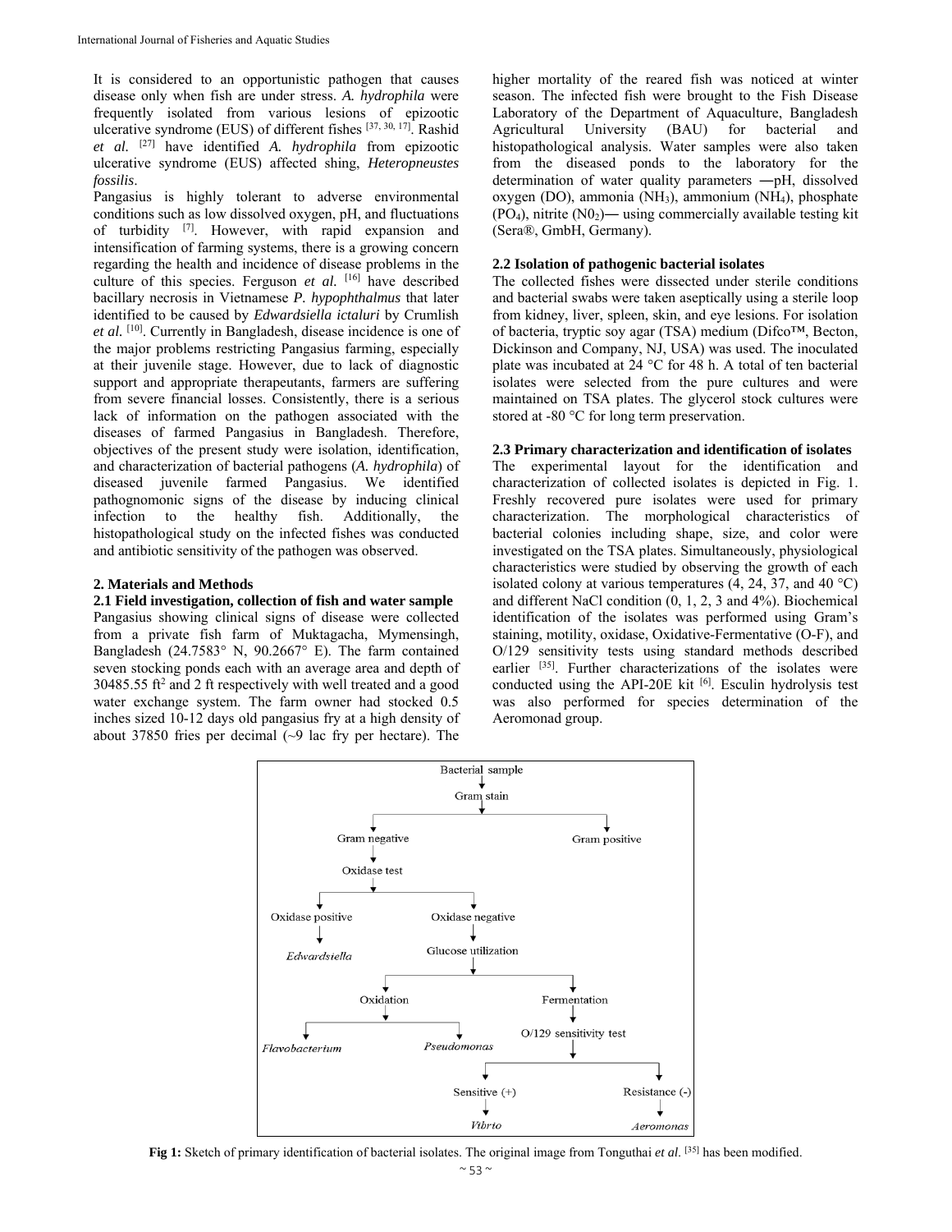It is considered to an opportunistic pathogen that causes disease only when fish are under stress. *A. hydrophila* were frequently isolated from various lesions of epizootic ulcerative syndrome (EUS) of different fishes [37, 30, 17]. Rashid *et al.* [27] have identified *A. hydrophila* from epizootic ulcerative syndrome (EUS) affected shing, *Heteropneustes fossilis*.

Pangasius is highly tolerant to adverse environmental conditions such as low dissolved oxygen, pH, and fluctuations of turbidity [7]. However, with rapid expansion and intensification of farming systems, there is a growing concern regarding the health and incidence of disease problems in the culture of this species. Ferguson *et al.* [16] have described bacillary necrosis in Vietnamese *P. hypophthalmus* that later identified to be caused by *Edwardsiella ictaluri* by Crumlish *et al.* [10]. Currently in Bangladesh, disease incidence is one of the major problems restricting Pangasius farming, especially at their juvenile stage. However, due to lack of diagnostic support and appropriate therapeutants, farmers are suffering from severe financial losses. Consistently, there is a serious lack of information on the pathogen associated with the diseases of farmed Pangasius in Bangladesh. Therefore, objectives of the present study were isolation, identification, and characterization of bacterial pathogens (*A. hydrophila*) of diseased juvenile farmed Pangasius. We identified pathognomonic signs of the disease by inducing clinical infection to the healthy fish. Additionally, the histopathological study on the infected fishes was conducted and antibiotic sensitivity of the pathogen was observed.

## 2. Materials and Methods

### 2.1 Field investigation, collection of fish and water sample

Pangasius showing clinical signs of disease were collected from a private fish farm of Muktagacha, Mymensingh, Bangladesh (24.7583° N, 90.2667° E). The farm contained seven stocking ponds each with an average area and depth of 30485.55 ft$^2$ and 2 ft respectively with well treated and a good water exchange system. The farm owner had stocked 0.5 inches sized 10-12 days old pangasius fry at a high density of about 37850 fries per decimal (~9 lac fry per hectare). The higher mortality of the reared fish was noticed at winter season. The infected fish were brought to the Fish Disease Laboratory of the Department of Aquaculture, Bangladesh Agricultural University (BAU) for bacterial and histopathological analysis. Water samples were also taken from the diseased ponds to the laboratory for the determination of water quality parameters ―pH, dissolved oxygen (DO), ammonia ($NH_3$), ammonium ($NH_4$), phosphate ($PO_4$), nitrite ($N0_2$)― using commercially available testing kit (Sera®, GmbH, Germany).

### 2.2 Isolation of pathogenic bacterial isolates

The collected fishes were dissected under sterile conditions and bacterial swabs were taken aseptically using a sterile loop from kidney, liver, spleen, skin, and eye lesions. For isolation of bacteria, tryptic soy agar (TSA) medium (Difco™, Becton, Dickinson and Company, NJ, USA) was used. The inoculated plate was incubated at 24 °C for 48 h. A total of ten bacterial isolates were selected from the pure cultures and were maintained on TSA plates. The glycerol stock cultures were stored at -80 °C for long term preservation.

### 2.3 Primary characterization and identification of isolates

The experimental layout for the identification and characterization of collected isolates is depicted in Fig. 1. Freshly recovered pure isolates were used for primary characterization. The morphological characteristics of bacterial colonies including shape, size, and color were investigated on the TSA plates. Simultaneously, physiological characteristics were studied by observing the growth of each isolated colony at various temperatures (4, 24, 37, and 40 °C) and different NaCl condition (0, 1, 2, 3 and 4%). Biochemical identification of the isolates was performed using Gram's staining, motility, oxidase, Oxidative-Fermentative (O-F), and O/129 sensitivity tests using standard methods described earlier [35]. Further characterizations of the isolates were conducted using the API-20E kit [6]. Esculin hydrolysis test was also performed for species determination of the Aeromonad group.

**Fig 1:** Sketch of primary identification of bacterial isolates. The original image from Tonguthai *et al.* [35] has been modified.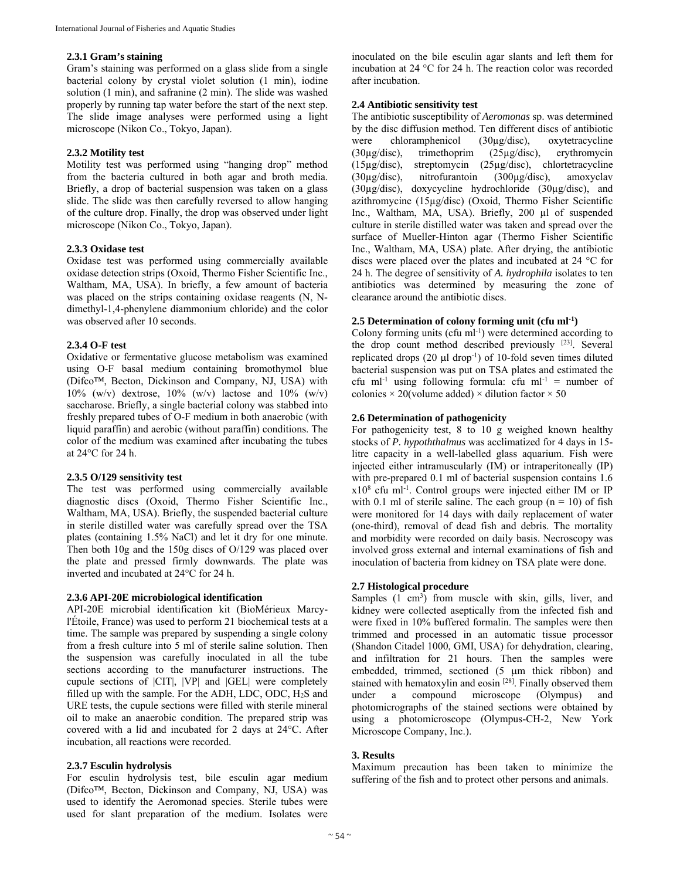### 2.3.1 Gram's staining

Gram's staining was performed on a glass slide from a single bacterial colony by crystal violet solution (1 min), iodine solution (1 min), and safranine (2 min). The slide was washed properly by running tap water before the start of the next step. The slide image analyses were performed using a light microscope (Nikon Co., Tokyo, Japan).

### 2.3.2 Motility test

Motility test was performed using "hanging drop" method from the bacteria cultured in both agar and broth media. Briefly, a drop of bacterial suspension was taken on a glass slide. The slide was then carefully reversed to allow hanging of the culture drop. Finally, the drop was observed under light microscope (Nikon Co., Tokyo, Japan).

### 2.3.3 Oxidase test

Oxidase test was performed using commercially available oxidase detection strips (Oxoid, Thermo Fisher Scientific Inc., Waltham, MA, USA). In briefly, a few amount of bacteria was placed on the strips containing oxidase reagents (N, N-dimethyl-1,4-phenylene diammonium chloride) and the color was observed after 10 seconds.

### 2.3.4 O-F test

Oxidative or fermentative glucose metabolism was examined using O-F basal medium containing bromothymol blue (Difco™, Becton, Dickinson and Company, NJ, USA) with 10% (w/v) dextrose, 10% (w/v) lactose and 10% (w/v) saccharose. Briefly, a single bacterial colony was stabbed into freshly prepared tubes of O-F medium in both anaerobic (with liquid paraffin) and aerobic (without paraffin) conditions. The color of the medium was examined after incubating the tubes at 24°C for 24 h.

### 2.3.5 O/129 sensitivity test

The test was performed using commercially available diagnostic discs (Oxoid, Thermo Fisher Scientific Inc., Waltham, MA, USA). Briefly, the suspended bacterial culture in sterile distilled water was carefully spread over the TSA plates (containing 1.5% NaCl) and let it dry for one minute. Then both 10g and the 150g discs of O/129 was placed over the plate and pressed firmly downwards. The plate was inverted and incubated at 24°C for 24 h.

### 2.3.6 API-20E microbiological identification

API-20E microbial identification kit (BioMérieux Marcy-l'Étoile, France) was used to perform 21 biochemical tests at a time. The sample was prepared by suspending a single colony from a fresh culture into 5 ml of sterile saline solution. Then the suspension was carefully inoculated in all the tube sections according to the manufacturer instructions. The cupule sections of |CIT|, |VP| and |GEL| were completely filled up with the sample. For the ADH, LDC, ODC, $H_2S$ and URE tests, the cupule sections were filled with sterile mineral oil to make an anaerobic condition. The prepared strip was covered with a lid and incubated for 2 days at 24°C. After incubation, all reactions were recorded.

### 2.3.7 Esculin hydrolysis

For esculin hydrolysis test, bile esculin agar medium (Difco™, Becton, Dickinson and Company, NJ, USA) was used to identify the Aeromonad species. Sterile tubes were used for slant preparation of the medium. Isolates were inoculated on the bile esculin agar slants and left them for incubation at 24 °C for 24 h. The reaction color was recorded after incubation.

### 2.4 Antibiotic sensitivity test

The antibiotic susceptibility of *Aeromonas* sp. was determined by the disc diffusion method. Ten different discs of antibiotic were chloramphenicol (30µg/disc), oxytetracycline (30µg/disc), trimethoprim (25µg/disc), erythromycin (15µg/disc), streptomycin (25µg/disc), chlortetracycline (30µg/disc), nitrofurantoin (300µg/disc), amoxyclav (30µg/disc), doxycycline hydrochloride (30µg/disc), and azithromycine (15µg/disc) (Oxoid, Thermo Fisher Scientific Inc., Waltham, MA, USA). Briefly, 200 µl of suspended culture in sterile distilled water was taken and spread over the surface of Mueller-Hinton agar (Thermo Fisher Scientific Inc., Waltham, MA, USA) plate. After drying, the antibiotic discs were placed over the plates and incubated at 24 °C for 24 h. The degree of sensitivity of *A. hydrophila* isolates to ten antibiotics was determined by measuring the zone of clearance around the antibiotic discs.

### 2.5 Determination of colony forming unit (cfu ml$^{-1}$)

Colony forming units (cfu ml$^{-1}$) were determined according to the drop count method described previously [23]. Several replicated drops (20 µl drop$^{-1}$) of 10-fold seven times diluted bacterial suspension was put on TSA plates and estimated the cfu ml$^{-1}$ using following formula: cfu ml$^{-1}$ = number of colonies × 20(volume added) × dilution factor × 50

### 2.6 Determination of pathogenicity

For pathogenicity test, 8 to 10 g weighed known healthy stocks of *P. hypoththalmus* was acclimatized for 4 days in 15-litre capacity in a well-labelled glass aquarium. Fish were injected either intramuscularly (IM) or intraperitoneally (IP) with pre-prepared 0.1 ml of bacterial suspension contains 1.6 x$10^8$ cfu ml$^{-1}$. Control groups were injected either IM or IP with 0.1 ml of sterile saline. The each group ($n = 10$) of fish were monitored for 14 days with daily replacement of water (one-third), removal of dead fish and debris. The mortality and morbidity were recorded on daily basis. Necroscopy was involved gross external and internal examinations of fish and inoculation of bacteria from kidney on TSA plate were done.

### 2.7 Histological procedure

Samples (1 cm$^3$) from muscle with skin, gills, liver, and kidney were collected aseptically from the infected fish and were fixed in 10% buffered formalin. The samples were then trimmed and processed in an automatic tissue processor (Shandon Citadel 1000, GMI, USA) for dehydration, clearing, and infiltration for 21 hours. Then the samples were embedded, trimmed, sectioned (5 µm thick ribbon) and stained with hematoxylin and eosin [28]. Finally observed them under a compound microscope (Olympus) and photomicrographs of the stained sections were obtained by using a photomicroscope (Olympus-CH-2, New York Microscope Company, Inc.).

## 3. Results

Maximum precaution has been taken to minimize the suffering of the fish and to protect other persons and animals.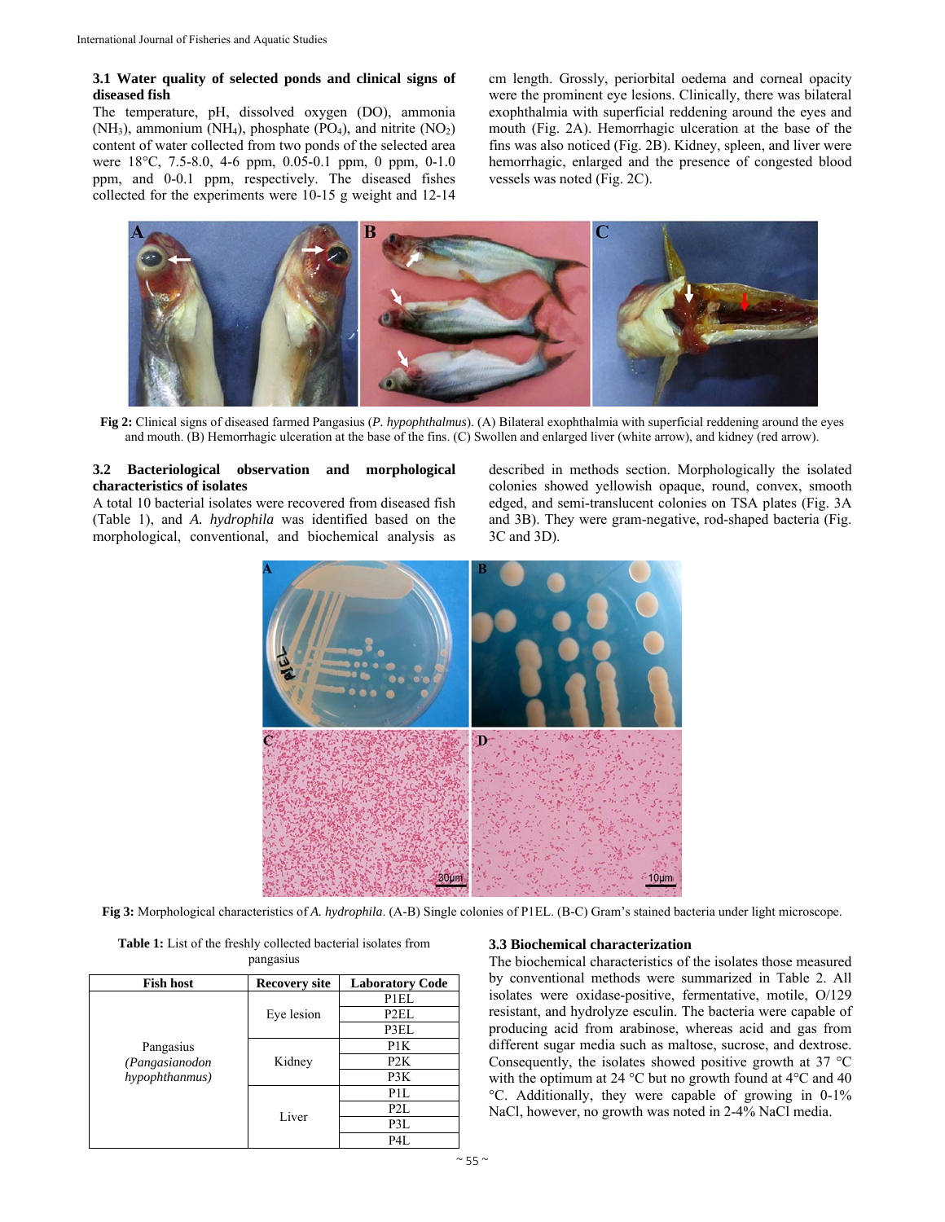### 3.1 Water quality of selected ponds and clinical signs of diseased fish

The temperature, pH, dissolved oxygen (DO), ammonia ($NH_3$), ammonium ($NH_4$), phosphate ($PO_4$), and nitrite ($NO_2$) content of water collected from two ponds of the selected area were 18°C, 7.5-8.0, 4-6 ppm, 0.05-0.1 ppm, 0 ppm, 0-1.0 ppm, and 0-0.1 ppm, respectively. The diseased fishes collected for the experiments were 10-15 g weight and 12-14 cm length. Grossly, periorbital oedema and corneal opacity were the prominent eye lesions. Clinically, there was bilateral exophthalmia with superficial reddening around the eyes and mouth (Fig. 2A). Hemorrhagic ulceration at the base of the fins was also noticed (Fig. 2B). Kidney, spleen, and liver were hemorrhagic, enlarged and the presence of congested blood vessels was noted (Fig. 2C).

**Fig 2:** Clinical signs of diseased farmed Pangasius (*P. hypophthalmus*). (A) Bilateral exophthalmia with superficial reddening around the eyes and mouth. (B) Hemorrhagic ulceration at the base of the fins. (C) Swollen and enlarged liver (white arrow), and kidney (red arrow).

### 3.2 Bacteriological observation and morphological characteristics of isolates

A total 10 bacterial isolates were recovered from diseased fish (Table 1), and *A. hydrophila* was identified based on the morphological, conventional, and biochemical analysis as described in methods section. Morphologically the isolated colonies showed yellowish opaque, round, convex, smooth edged, and semi-translucent colonies on TSA plates (Fig. 3A and 3B). They were gram-negative, rod-shaped bacteria (Fig. 3C and 3D).

**Fig 3:** Morphological characteristics of *A. hydrophila*. (A-B) Single colonies of P1EL. (B-C) Gram's stained bacteria under light microscope.

**Table 1:** List of the freshly collected bacterial isolates from pangasius

| Fish host | Recovery site | Laboratory Code |
|---|---|---|
| Pangasius (*Pangasianodon hypophthanmus)* | Eye lesion | P1EL |
| | | P2EL |
| | | P3EL |
| | Kidney | P1K |
| | | P2K |
| | | P3K |
| | Liver | P1L |
| | | P2L |
| | | P3L |
| | | P4L |

### 3.3 Biochemical characterization

The biochemical characteristics of the isolates those measured by conventional methods were summarized in Table 2. All isolates were oxidase-positive, fermentative, motile, O/129 resistant, and hydrolyze esculin. The bacteria were capable of producing acid from arabinose, whereas acid and gas from different sugar media such as maltose, sucrose, and dextrose. Consequently, the isolates showed positive growth at 37 °C with the optimum at 24 °C but no growth found at 4°C and 40 °C. Additionally, they were capable of growing in 0-1% NaCl, however, no growth was noted in 2-4% NaCl media.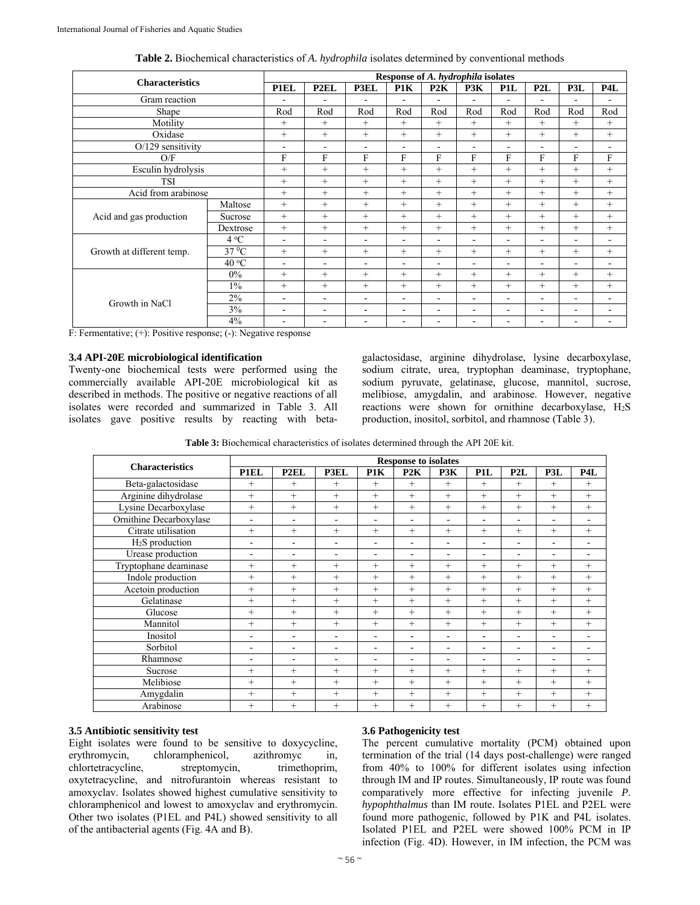**Table 2.** Biochemical characteristics of *A. hydrophila* isolates determined by conventional methods

| Characteristics | | Response of *A. hydrophila* isolates | | | | | | | | | |
|---|---|---|---|---|---|---|---|---|---|---|---|
| | | P1EL | P2EL | P3EL | P1K | P2K | P3K | P1L | P2L | P3L | P4L |
| Gram reaction | | - | - | - | - | - | - | - | - | - | - |
| Shape | | Rod | Rod | Rod | Rod | Rod | Rod | Rod | Rod | Rod | Rod |
| Motility | | + | + | + | + | + | + | + | + | + | + |
| Oxidase | | + | + | + | + | + | + | + | + | + | + |
| O/129 sensitivity | | - | - | - | - | - | - | - | - | - | - |
| O/F | | F | F | F | F | F | F | F | F | F | F |
| Esculin hydrolysis | | + | + | + | + | + | + | + | + | + | + |
| TSI | | + | + | + | + | + | + | + | + | + | + |
| Acid from arabinose | | + | + | + | + | + | + | + | + | + | + |
| Acid and gas production | Maltose | + | + | + | + | + | + | + | + | + | + |
| | Sucrose | + | + | + | + | + | + | + | + | + | + |
| | Dextrose | + | + | + | + | + | + | + | + | + | + |
| Growth at different temp. | 4 °C | - | - | - | - | - | - | - | - | - | - |
| | 37 °C | + | + | + | + | + | + | + | + | + | + |
| | 40 °C | - | - | - | - | - | - | - | - | - | - |
| Growth in NaCl | 0% | + | + | + | + | + | + | + | + | + | + |
| | 1% | + | + | + | + | + | + | + | + | + | + |
| | 2% | - | - | - | - | - | - | - | - | - | - |
| | 3% | - | - | - | - | - | - | - | - | - | - |
| | 4% | - | - | - | - | - | - | - | - | - | - |

F: Fermentative; (+): Positive response; (-): Negative response

### 3.4 API-20E microbiological identification

Twenty-one biochemical tests were performed using the commercially available API-20E microbiological kit as described in methods. The positive or negative reactions of all isolates were recorded and summarized in Table 3. All isolates gave positive results by reacting with beta-galactosidase, arginine dihydrolase, lysine decarboxylase, sodium citrate, urea, tryptophan deaminase, tryptophane, sodium pyruvate, gelatinase, glucose, mannitol, sucrose, melibiose, amygdalin, and arabinose. However, negative reactions were shown for ornithine decarboxylase, $H_2S$ production, inositol, sorbitol, and rhamnose (Table 3).

**Table 3:** Biochemical characteristics of isolates determined through the API 20E kit.

| Characteristics | Response to isolates | | | | | | | | | |
|---|---|---|---|---|---|---|---|---|---|---|
| | P1EL | P2EL | P3EL | P1K | P2K | P3K | P1L | P2L | P3L | P4L |
| Beta-galactosidase | + | + | + | + | + | + | + | + | + | + |
| Arginine dihydrolase | + | + | + | + | + | + | + | + | + | + |
| Lysine Decarboxylase | + | + | + | + | + | + | + | + | + | + |
| Ornithine Decarboxylase | - | - | - | - | - | - | - | - | - | - |
| Citrate utilisation | + | + | + | + | + | + | + | + | + | + |
| $H_2S$ production | - | - | - | - | - | - | - | - | - | - |
| Urease production | - | - | - | - | - | - | - | - | - | - |
| Tryptophane deaminase | + | + | + | + | + | + | + | + | + | + |
| Indole production | + | + | + | + | + | + | + | + | + | + |
| Acetoin production | + | + | + | + | + | + | + | + | + | + |
| Gelatinase | + | + | + | + | + | + | + | + | + | + |
| Glucose | + | + | + | + | + | + | + | + | + | + |
| Mannitol | + | + | + | + | + | + | + | + | + | + |
| Inositol | - | - | - | - | - | - | - | - | - | - |
| Sorbitol | - | - | - | - | - | - | - | - | - | - |
| Rhamnose | - | - | - | - | - | - | - | - | - | - |
| Sucrose | + | + | + | + | + | + | + | + | + | + |
| Melibiose | + | + | + | + | + | + | + | + | + | + |
| Amygdalin | + | + | + | + | + | + | + | + | + | + |
| Arabinose | + | + | + | + | + | + | + | + | + | + |

### 3.5 Antibiotic sensitivity test

Eight isolates were found to be sensitive to doxycycline, erythromycin, chloramphenicol, azithromyc in, chlortetracycline, streptomycin, trimethoprim, oxytetracycline, and nitrofurantoin whereas resistant to amoxyclav. Isolates showed highest cumulative sensitivity to chloramphenicol and lowest to amoxyclav and erythromycin. Other two isolates (P1EL and P4L) showed sensitivity to all of the antibacterial agents (Fig. 4A and B).

### 3.6 Pathogenicity test

The percent cumulative mortality (PCM) obtained upon termination of the trial (14 days post-challenge) were ranged from 40% to 100% for different isolates using infection through IM and IP routes. Simultaneously, IP route was found comparatively more effective for infecting juvenile *P. hypophthalmus* than IM route. Isolates P1EL and P2EL were found more pathogenic, followed by P1K and P4L isolates. Isolated P1EL and P2EL were showed 100% PCM in IP infection (Fig. 4D). However, in IM infection, the PCM was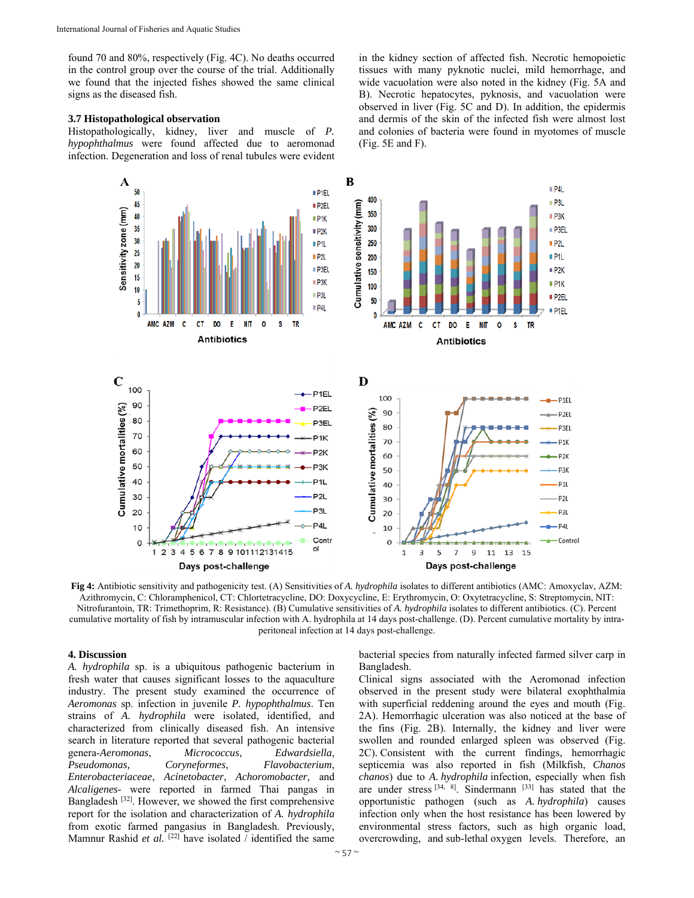found 70 and 80%, respectively (Fig. 4C). No deaths occurred in the control group over the course of the trial. Additionally we found that the injected fishes showed the same clinical signs as the diseased fish.

### 3.7 Histopathological observation

Histopathologically, kidney, liver and muscle of *P. hypophthalmus* were found affected due to aeromonad infection. Degeneration and loss of renal tubules were evident in the kidney section of affected fish. Necrotic hemopoietic tissues with many pyknotic nuclei, mild hemorrhage, and wide vacuolation were also noted in the kidney (Fig. 5A and B). Necrotic hepatocytes, pyknosis, and vacuolation were observed in liver (Fig. 5C and D). In addition, the epidermis and dermis of the skin of the infected fish were almost lost and colonies of bacteria were found in myotomes of muscle (Fig. 5E and F).

**Fig 4:** Antibiotic sensitivity and pathogenicity test. (A) Sensitivities of *A. hydrophila* isolates to different antibiotics (AMC: Amoxyclav, AZM: Azithromycin, C: Chloramphenicol, CT: Chlortetracycline, DO: Doxycycline, E: Erythromycin, O: Oxytetracycline, S: Streptomycin, NIT: Nitrofurantoin, TR: Trimethoprim, R: Resistance). (B) Cumulative sensitivities of *A. hydrophila* isolates to different antibiotics. (C). Percent cumulative mortality of fish by intramuscular infection with A. hydrophila at 14 days post-challenge. (D). Percent cumulative mortality by intra-peritoneal infection at 14 days post-challenge.

## 4. Discussion

*A. hydrophila* sp. is a ubiquitous pathogenic bacterium in fresh water that causes significant losses to the aquaculture industry. The present study examined the occurrence of *Aeromonas* sp. infection in juvenile *P. hypophthalmus*. Ten strains of *A. hydrophila* were isolated, identified, and characterized from clinically diseased fish. An intensive search in literature reported that several pathogenic bacterial genera-*Aeromonas*, *Micrococcus*, *Edwardsiella*, *Pseudomonas*, *Coryneformes*, *Flavobacterium*, *Enterobacteriaceae*, *Acinetobacter*, *Achoromobacter*, and *Alcaligenes*- were reported in farmed Thai pangas in Bangladesh [32]. However, we showed the first comprehensive report for the isolation and characterization of *A. hydrophila* from exotic farmed pangasius in Bangladesh. Previously, Mamnur Rashid *et al.* [22] have isolated / identified the same bacterial species from naturally infected farmed silver carp in Bangladesh.

Clinical signs associated with the Aeromonad infection observed in the present study were bilateral exophthalmia with superficial reddening around the eyes and mouth (Fig. 2A). Hemorrhagic ulceration was also noticed at the base of the fins (Fig. 2B). Internally, the kidney and liver were swollen and rounded enlarged spleen was observed (Fig. 2C). Consistent with the current findings, hemorrhagic septicemia was also reported in fish (Milkfish, *Chanos chanos*) due to *A. hydrophila* infection, especially when fish are under stress [34, 8]. Sindermann [33] has stated that the opportunistic pathogen (such as *A. hydrophila*) causes infection only when the host resistance has been lowered by environmental stress factors, such as high organic load, overcrowding, and sub-lethal oxygen levels. Therefore, an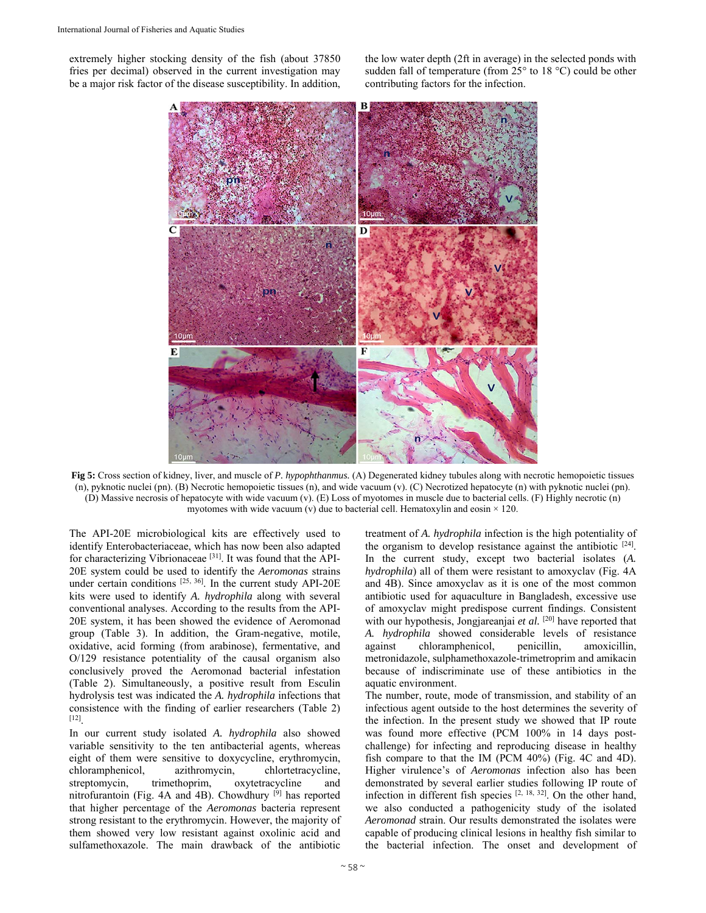extremely higher stocking density of the fish (about 37850 fries per decimal) observed in the current investigation may be a major risk factor of the disease susceptibility. In addition, the low water depth (2ft in average) in the selected ponds with sudden fall of temperature (from 25° to 18 °C) could be other contributing factors for the infection.

**Fig 5:** Cross section of kidney, liver, and muscle of *P. hypophthanmus.* (A) Degenerated kidney tubules along with necrotic hemopoietic tissues (n), pyknotic nuclei (pn). (B) Necrotic hemopoietic tissues (n), and wide vacuum (v). (C) Necrotized hepatocyte (n) with pyknotic nuclei (pn). (D) Massive necrosis of hepatocyte with wide vacuum (v). (E) Loss of myotomes in muscle due to bacterial cells. (F) Highly necrotic (n) myotomes with wide vacuum (v) due to bacterial cell. Hematoxylin and eosin × 120.

The API-20E microbiological kits are effectively used to identify Enterobacteriaceae, which has now been also adapted for characterizing Vibrionaceae [31]. It was found that the API-20E system could be used to identify the *Aeromonas* strains under certain conditions [25, 36]. In the current study API-20E kits were used to identify *A. hydrophila* along with several conventional analyses. According to the results from the API-20E system, it has been showed the evidence of Aeromonad group (Table 3). In addition, the Gram-negative, motile, oxidative, acid forming (from arabinose), fermentative, and O/129 resistance potentiality of the causal organism also conclusively proved the Aeromonad bacterial infestation (Table 2). Simultaneously, a positive result from Esculin hydrolysis test was indicated the *A. hydrophila* infections that consistence with the finding of earlier researchers (Table 2) [12].

In our current study isolated *A. hydrophila* also showed variable sensitivity to the ten antibacterial agents, whereas eight of them were sensitive to doxycycline, erythromycin, chloramphenicol, azithromycin, chlortetracycline, streptomycin, trimethoprim, oxytetracycline and nitrofurantoin (Fig. 4A and 4B). Chowdhury [9] has reported that higher percentage of the *Aeromonas* bacteria represent strong resistant to the erythromycin. However, the majority of them showed very low resistant against oxolinic acid and sulfamethoxazole. The main drawback of the antibiotic treatment of *A. hydrophila* infection is the high potentiality of the organism to develop resistance against the antibiotic [24]. In the current study, except two bacterial isolates (*A. hydrophila*) all of them were resistant to amoxyclav (Fig. 4A and 4B). Since amoxyclav as it is one of the most common antibiotic used for aquaculture in Bangladesh, excessive use of amoxyclav might predispose current findings. Consistent with our hypothesis, Jongjareanjai *et al.* [20] have reported that *A. hydrophila* showed considerable levels of resistance against chloramphenicol, penicillin, amoxicillin, metronidazole, sulphamethoxazole-trimetroprim and amikacin because of indiscriminate use of these antibiotics in the aquatic environment.

The number, route, mode of transmission, and stability of an infectious agent outside to the host determines the severity of the infection. In the present study we showed that IP route was found more effective (PCM 100% in 14 days post-challenge) for infecting and reproducing disease in healthy fish compare to that the IM (PCM 40%) (Fig. 4C and 4D). Higher virulence's of *Aeromonas* infection also has been demonstrated by several earlier studies following IP route of infection in different fish species [2, 18, 32]. On the other hand, we also conducted a pathogenicity study of the isolated *Aeromonad* strain. Our results demonstrated the isolates were capable of producing clinical lesions in healthy fish similar to the bacterial infection. The onset and development of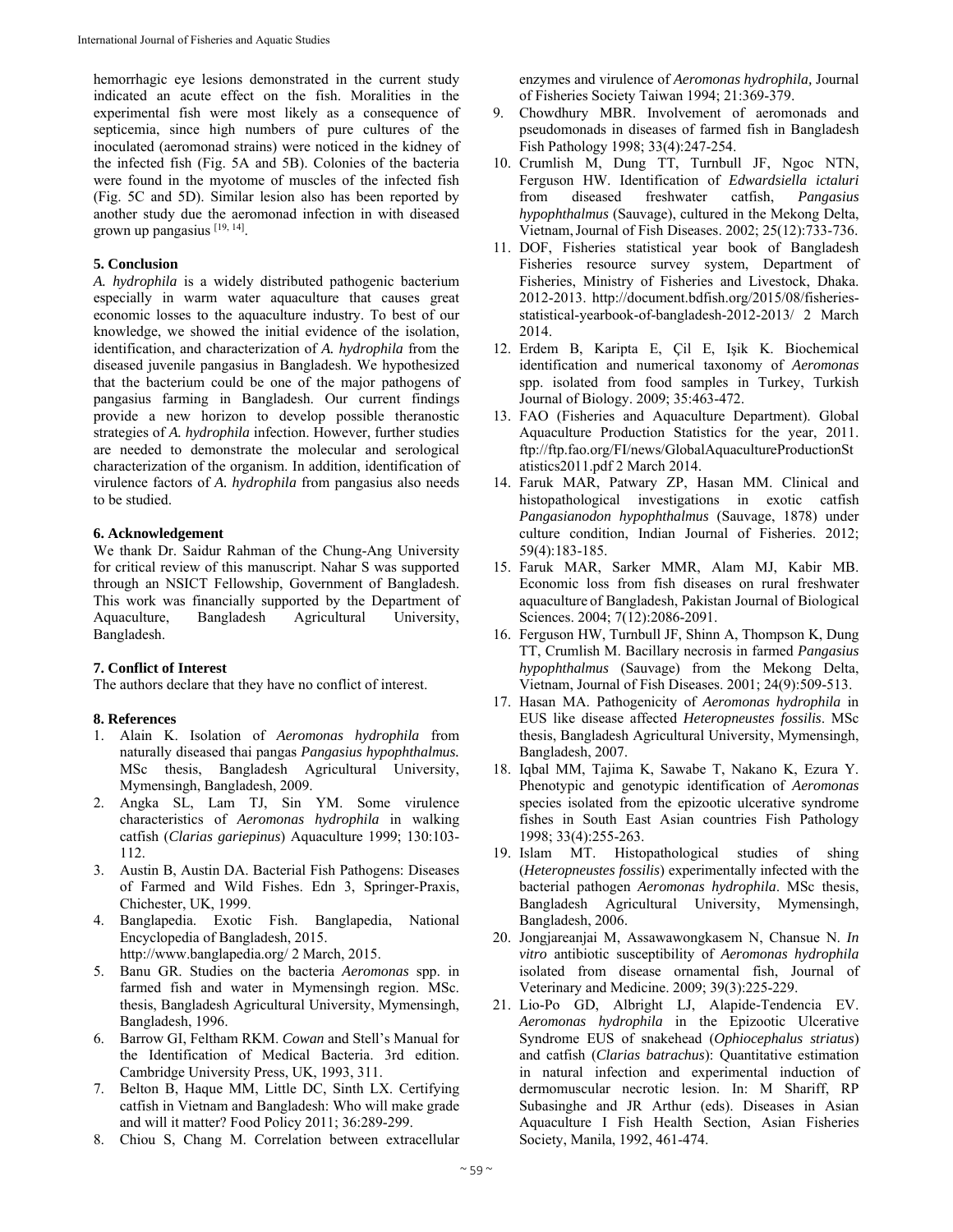hemorrhagic eye lesions demonstrated in the current study indicated an acute effect on the fish. Moralities in the experimental fish were most likely as a consequence of septicemia, since high numbers of pure cultures of the inoculated (aeromonad strains) were noticed in the kidney of the infected fish (Fig. 5A and 5B). Colonies of the bacteria were found in the myotome of muscles of the infected fish (Fig. 5C and 5D). Similar lesion also has been reported by another study due the aeromonad infection in with diseased grown up pangasius [19, 14].

## 5. Conclusion

*A. hydrophila* is a widely distributed pathogenic bacterium especially in warm water aquaculture that causes great economic losses to the aquaculture industry. To best of our knowledge, we showed the initial evidence of the isolation, identification, and characterization of *A. hydrophila* from the diseased juvenile pangasius in Bangladesh. We hypothesized that the bacterium could be one of the major pathogens of pangasius farming in Bangladesh. Our current findings provide a new horizon to develop possible theranostic strategies of *A. hydrophila* infection. However, further studies are needed to demonstrate the molecular and serological characterization of the organism. In addition, identification of virulence factors of *A. hydrophila* from pangasius also needs to be studied.

## 6. Acknowledgement

We thank Dr. Saidur Rahman of the Chung-Ang University for critical review of this manuscript. Nahar S was supported through an NSICT Fellowship, Government of Bangladesh. This work was financially supported by the Department of Aquaculture, Bangladesh Agricultural University, Bangladesh.

## 7. Conflict of Interest

The authors declare that they have no conflict of interest.

## 8. References

1. Alain K. Isolation of *Aeromonas hydrophila* from naturally diseased thai pangas *Pangasius hypophthalmus.* MSc thesis, Bangladesh Agricultural University, Mymensingh, Bangladesh, 2009.
2. Angka SL, Lam TJ, Sin YM. Some virulence characteristics of *Aeromonas hydrophila* in walking catfish (*Clarias gariepinus*) Aquaculture 1999; 130:103-112.
3. Austin B, Austin DA. Bacterial Fish Pathogens: Diseases of Farmed and Wild Fishes. Edn 3, Springer-Praxis, Chichester, UK, 1999.
4. Banglapedia. Exotic Fish. Banglapedia, National Encyclopedia of Bangladesh, 2015. http://www.banglapedia.org/ 2 March, 2015.
5. Banu GR. Studies on the bacteria *Aeromonas* spp. in farmed fish and water in Mymensingh region. MSc. thesis, Bangladesh Agricultural University, Mymensingh, Bangladesh, 1996.
6. Barrow GI, Feltham RKM. *Cowan* and Stell's Manual for the Identification of Medical Bacteria. 3rd edition. Cambridge University Press, UK, 1993, 311.
7. Belton B, Haque MM, Little DC, Sinth LX. Certifying catfish in Vietnam and Bangladesh: Who will make grade and will it matter? Food Policy 2011; 36:289-299.
8. Chiou S, Chang M. Correlation between extracellular enzymes and virulence of *Aeromonas hydrophila,* Journal of Fisheries Society Taiwan 1994; 21:369-379.
9. Chowdhury MBR. Involvement of aeromonads and pseudomonads in diseases of farmed fish in Bangladesh Fish Pathology 1998; 33(4):247-254.
10. Crumlish M, Dung TT, Turnbull JF, Ngoc NTN, Ferguson HW. Identification of *Edwardsiella ictaluri* from diseased freshwater catfish, *Pangasius hypophthalmus* (Sauvage), cultured in the Mekong Delta, Vietnam, Journal of Fish Diseases. 2002; 25(12):733-736.
11. DOF, Fisheries statistical year book of Bangladesh Fisheries resource survey system, Department of Fisheries, Ministry of Fisheries and Livestock, Dhaka. 2012-2013. http://document.bdfish.org/2015/08/fisheries-statistical-yearbook-of-bangladesh-2012-2013/ 2 March 2014.
12. Erdem B, Karipta E, Çil E, Işik K. Biochemical identification and numerical taxonomy of *Aeromonas* spp. isolated from food samples in Turkey, Turkish Journal of Biology. 2009; 35:463-472.
13. FAO (Fisheries and Aquaculture Department). Global Aquaculture Production Statistics for the year, 2011. ftp://ftp.fao.org/FI/news/GlobalAquacultureProductionStatistics2011.pdf 2 March 2014.
14. Faruk MAR, Patwary ZP, Hasan MM. Clinical and histopathological investigations in exotic catfish *Pangasianodon hypophthalmus* (Sauvage, 1878) under culture condition, Indian Journal of Fisheries. 2012; 59(4):183-185.
15. Faruk MAR, Sarker MMR, Alam MJ, Kabir MB. Economic loss from fish diseases on rural freshwater aquaculture of Bangladesh, Pakistan Journal of Biological Sciences. 2004; 7(12):2086-2091.
16. Ferguson HW, Turnbull JF, Shinn A, Thompson K, Dung TT, Crumlish M. Bacillary necrosis in farmed *Pangasius hypophthalmus* (Sauvage) from the Mekong Delta, Vietnam, Journal of Fish Diseases. 2001; 24(9):509-513.
17. Hasan MA. Pathogenicity of *Aeromonas hydrophila* in EUS like disease affected *Heteropneustes fossilis*. MSc thesis, Bangladesh Agricultural University, Mymensingh, Bangladesh, 2007.
18. Iqbal MM, Tajima K, Sawabe T, Nakano K, Ezura Y. Phenotypic and genotypic identification of *Aeromonas* species isolated from the epizootic ulcerative syndrome fishes in South East Asian countries Fish Pathology 1998; 33(4):255-263.
19. Islam MT. Histopathological studies of shing (*Heteropneustes fossilis*) experimentally infected with the bacterial pathogen *Aeromonas hydrophila*. MSc thesis, Bangladesh Agricultural University, Mymensingh, Bangladesh, 2006.
20. Jongjareanjai M, Assawawongkasem N, Chansue N. *In vitro* antibiotic susceptibility of *Aeromonas hydrophila* isolated from disease ornamental fish, Journal of Veterinary and Medicine. 2009; 39(3):225-229.
21. Lio-Po GD, Albright LJ, Alapide-Tendencia EV. *Aeromonas hydrophila* in the Epizootic Ulcerative Syndrome EUS of snakehead (*Ophiocephalus striatus*) and catfish (*Clarias batrachus*): Quantitative estimation in natural infection and experimental induction of dermomuscular necrotic lesion. In: M Shariff, RP Subasinghe and JR Arthur (eds). Diseases in Asian Aquaculture I Fish Health Section, Asian Fisheries Society, Manila, 1992, 461-474.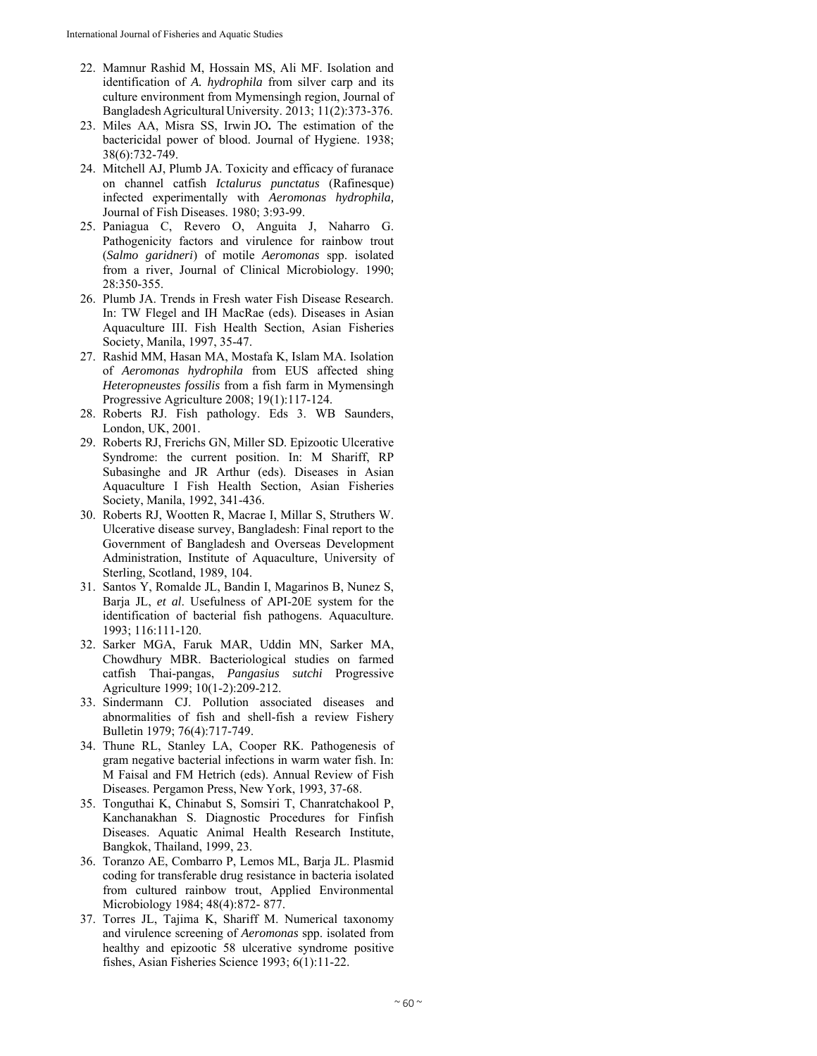22. Mamnur Rashid M, Hossain MS, Ali MF. Isolation and identification of *A. hydrophila* from silver carp and its culture environment from Mymensingh region, Journal of Bangladesh Agricultural University. 2013; 11(2):373-376.
23. Miles AA, Misra SS, Irwin JO**.** The estimation of the bactericidal power of blood. Journal of Hygiene. 1938; 38(6):732-749.
24. Mitchell AJ, Plumb JA. Toxicity and efficacy of furanace on channel catfish *Ictalurus punctatus* (Rafinesque) infected experimentally with *Aeromonas hydrophila,* Journal of Fish Diseases. 1980; 3:93-99.
25. Paniagua C, Revero O, Anguita J, Naharro G. Pathogenicity factors and virulence for rainbow trout (*Salmo garidneri*) of motile *Aeromonas* spp. isolated from a river, Journal of Clinical Microbiology. 1990; 28:350-355.
26. Plumb JA. Trends in Fresh water Fish Disease Research. In: TW Flegel and IH MacRae (eds). Diseases in Asian Aquaculture III. Fish Health Section, Asian Fisheries Society, Manila, 1997, 35-47.
27. Rashid MM, Hasan MA, Mostafa K, Islam MA. Isolation of *Aeromonas hydrophila* from EUS affected shing *Heteropneustes fossilis* from a fish farm in Mymensingh Progressive Agriculture 2008; 19(1):117-124.
28. Roberts RJ. Fish pathology. Eds 3. WB Saunders, London, UK, 2001.
29. Roberts RJ, Frerichs GN, Miller SD. Epizootic Ulcerative Syndrome: the current position. In: M Shariff, RP Subasinghe and JR Arthur (eds). Diseases in Asian Aquaculture I Fish Health Section, Asian Fisheries Society, Manila, 1992, 341-436.
30. Roberts RJ, Wootten R, Macrae I, Millar S, Struthers W. Ulcerative disease survey, Bangladesh: Final report to the Government of Bangladesh and Overseas Development Administration, Institute of Aquaculture, University of Sterling, Scotland, 1989, 104.
31. Santos Y, Romalde JL, Bandin I, Magarinos B, Nunez S, Barja JL, *et al*. Usefulness of API-20E system for the identification of bacterial fish pathogens. Aquaculture. 1993; 116:111-120.
32. Sarker MGA, Faruk MAR, Uddin MN, Sarker MA, Chowdhury MBR. Bacteriological studies on farmed catfish Thai-pangas, *Pangasius sutchi* Progressive Agriculture 1999; 10(1-2):209-212.
33. Sindermann CJ. Pollution associated diseases and abnormalities of fish and shell-fish a review Fishery Bulletin 1979; 76(4):717-749.
34. Thune RL, Stanley LA, Cooper RK. Pathogenesis of gram negative bacterial infections in warm water fish. In: M Faisal and FM Hetrich (eds). Annual Review of Fish Diseases. Pergamon Press, New York, 1993, 37-68.
35. Tonguthai K, Chinabut S, Somsiri T, Chanratchakool P, Kanchanakhan S. Diagnostic Procedures for Finfish Diseases. Aquatic Animal Health Research Institute, Bangkok, Thailand, 1999, 23.
36. Toranzo AE, Combarro P, Lemos ML, Barja JL. Plasmid coding for transferable drug resistance in bacteria isolated from cultured rainbow trout, Applied Environmental Microbiology 1984; 48(4):872- 877.
37. Torres JL, Tajima K, Shariff M. Numerical taxonomy and virulence screening of *Aeromonas* spp. isolated from healthy and epizootic 58 ulcerative syndrome positive fishes, Asian Fisheries Science 1993; 6(1):11-22.